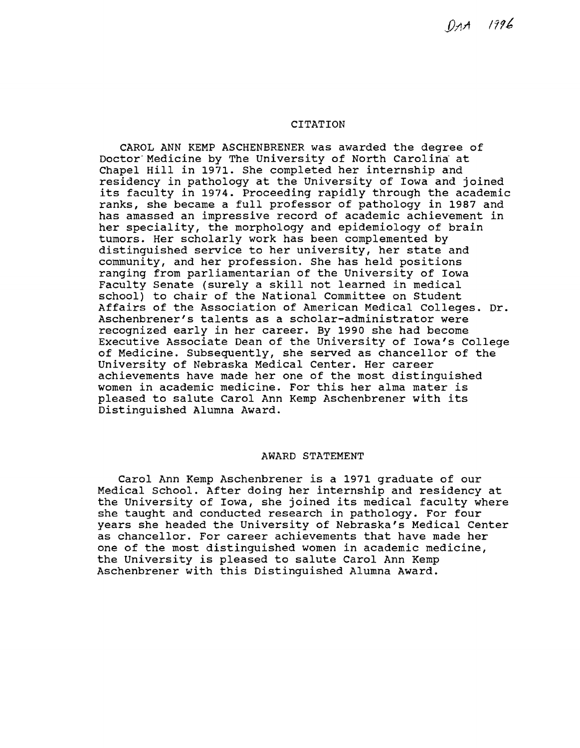DAA 1996

## CITATION

CAROL ANN KEMP ASCHENBRENER was awarded the degree of Doctor Medicine by The University of North Carolina at Chapel Hill in 1971. She completed her internship and residency in pathology at the University of Iowa and joined its faculty in 1974. Proceeding rapidly through the academic ranks, she became a full professor of pathology in 1987 and has amassed an impressive record of academic achievement in her speciality, the morphology and epidemiology of brain tumors. Her scholarly work has been complemented by distinguished service to her university, her state and community, and her profession. She has held positions ranging from parliamentarian of the University of Iowa Faculty Senate (surely a skill not learned in medical school) to chair of the National Committee on Student Affairs of the Association of American Medical Colleges. Dr. Aschenbrener's talents as a scholar-administrator were recognized early in her career. By 1990 she had become Executive Associate Dean of the University of Iowa's College of Medicine. Subsequently, she served as chancellor of the University of Nebraska Medical Center. Her career achievements have made her one of the most distinguished women in academic medicine. For this her alma mater is pleased to salute Carol Ann Kemp Aschenbrener with its Distinguished Alumna Award.

## AWARD STATEMENT

Carol Ann Kemp Aschenbrener is a 1971 graduate of our Medical School. After doing her internship and residency at the University of Iowa, she joined its medical faculty where she taught and conducted research in pathology. For four years she headed the University of Nebraska's Medical Center as chancellor. For career achievements that have made her one of the most distinguished women in academic medicine, the University is pleased to salute Carol Ann Kemp Aschenbrener with this Distinguished Alumna Award.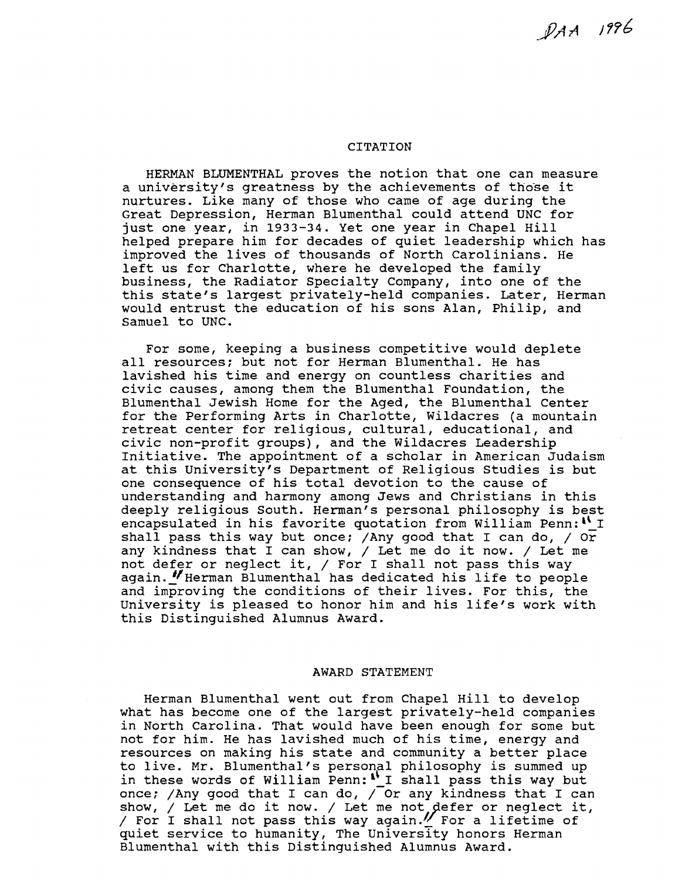DAA 1996

## CITATION

HERMAN BLUMENTHAL proves the notion that one can measure a university's greatness by the achievements of those it nurtures. Like many of those who came of age during the Great Depression, Herman Blumenthal could attend UNC for just one year, in 1933-34. Yet one year in Chapel Hill helped prepare him for decades of quiet leadership which has improved the lives of thousands of North Carolinians. He left us for Charlotte, where he developed the family business, the Radiator Specialty Company, into one of the this state's largest privately-held companies. Later, Herman would entrust the education of his sons Alan, Philip, and Samuel to UNC.

For some, keeping a business competitive would deplete all resources; but not for Herman Blumenthal. He has lavished his time and energy on countless charities and civic causes, among them the Blumenthal Foundation, the Blumenthal Jewish Home for the Aged, the Blumenthal Center for the Performing Arts in Charlotte, Wildacres (a mountain retreat center for religious, cultural, educational, and civic non-profit groups), and the Wildacres Leadership Initiative. The appointment of a scholar in American Judaism at this University's Department of Religious Studies is but one consequence of his total devotion to the cause of understanding and harmony among Jews and Christians in this deeply religious South. Herman's personal philosophy is best encapsulated in his favorite quotation from William Penn: "I shall pass this way but once; /Any good that I can do, / Or any kindness that I can show, / Let me do it now. / Let me not defer or neglect it, / For I shall not pass this way again." Herman Blumenthal has dedicated his life to people and improving the conditions of their lives. For this, the University is pleased to honor him and his life's work with this Distinguished Alumnus Award.

## AWARD STATEMENT

Herman Blumenthal went out from Chapel Hill to develop what has become one of the largest privately-held companies in North Carolina. That would have been enough for some but not for him. He has lavished much of his time, energy and resources on making his state and community a better place to live. Mr. Blumenthal's personal philosophy is summed up in these words of William Penn: "I shall pass this way but once; /Any good that I can do, / Or any kindness that I can show, / Let me do it now. / Let me not defer or neglect it, / For I shall not pass this way again." For a lifetime of quiet service to humanity, The University honors Herman Blumenthal with this Distinguished Alumnus Award.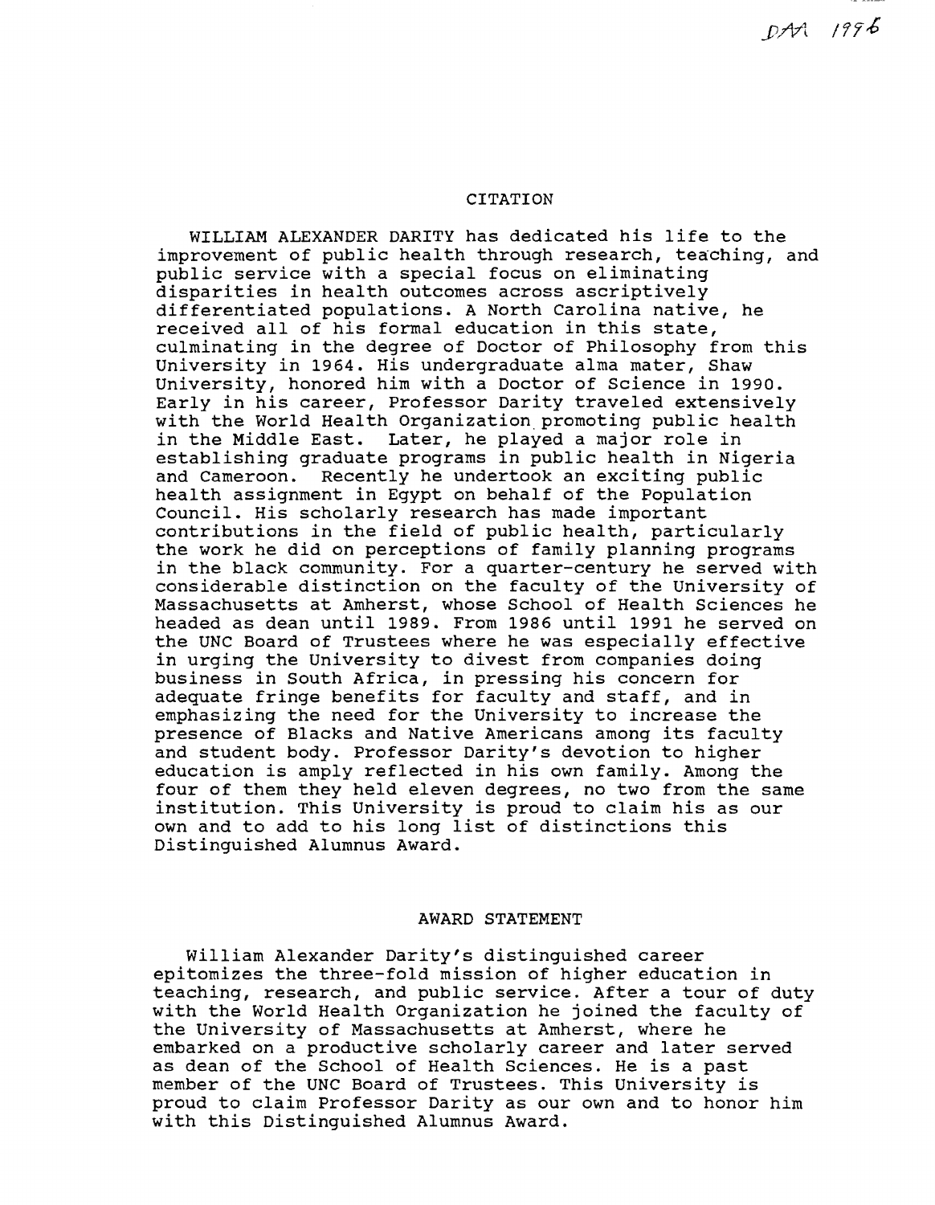DAA 1996

## CITATION

WILLIAM ALEXANDER DARITY has dedicated his life to the improvement of public health through research, teaching, and public service with a special focus on eliminating disparities in health outcomes across ascriptively differentiated populations. A North Carolina native, he received all of his formal education in this state, culminating in the degree of Doctor of Philosophy from this University in 1964. His undergraduate alma mater, Shaw University, honored him with a Doctor of Science in 1990. Early in his career, Professor Darity traveled extensively with the World Health Organization promoting public health in the Middle East. Later, he played a major role in establishing graduate programs in public health in Nigeria and Cameroon. Recently he undertook an exciting public health assignment in Egypt on behalf of the Population Council. His scholarly research has made important contributions in the field of public health, particularly the work he did on perceptions of family planning programs in the black community. For a quarter-century he served with considerable distinction on the faculty of the University of Massachusetts at Amherst, whose School of Health Sciences he headed as dean until 1989. From 1986 until 1991 he served on the UNC Board of Trustees where he was especially effective in urging the University to divest from companies doing business in South Africa, in pressing his concern for adequate fringe benefits for faculty and staff, and in emphasizing the need for the University to increase the presence of Blacks and Native Americans among its faculty and student body. Professor Darity's devotion to higher education is amply reflected in his own family. Among the four of them they held eleven degrees, no two from the same institution. This University is proud to claim his as our own and to add to his long list of distinctions this Distinguished Alumnus Award.

## AWARD STATEMENT

William Alexander Darity's distinguished career epitomizes the three-fold mission of higher education in teaching, research, and public service. After a tour of duty with the World Health Organization he joined the faculty of the University of Massachusetts at Amherst, where he embarked on a productive scholarly career and later served as dean of the School of Health Sciences. He is a past member of the UNC Board of Trustees. This University is proud to claim Professor Darity as our own and to honor him with this Distinguished Alumnus Award.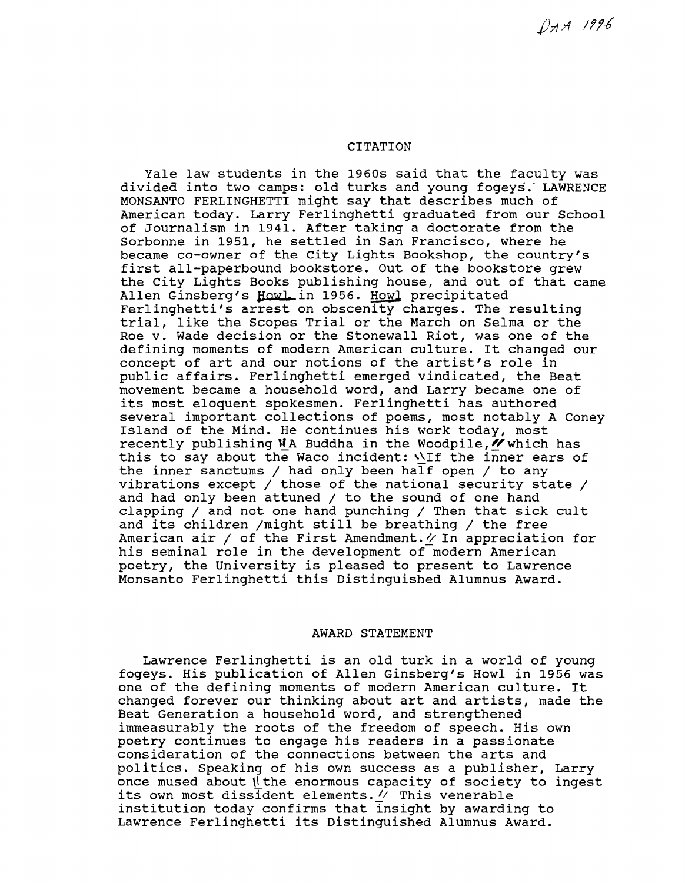DAA 1996

## CITATION

Yale law students in the 1960s said that the faculty was divided into two camps: old turks and young fogeys. LAWRENCE MONSANTO FERLINGHETTI might say that describes much of American today. Larry Ferlinghetti graduated from our School of Journalism in 1941. After taking a doctorate from the Sorbonne in 1951, he settled in San Francisco, where he became co-owner of the City Lights Bookshop, the country's first all-paperbound bookstore. Out of the bookstore grew the City Lights Books publishing house, and out of that came Allen Ginsberg's *Howl* in 1956. *Howl* precipitated Ferlinghetti's arrest on obscenity charges. The resulting trial, like the Scopes Trial or the March on Selma or the Roe v. Wade decision or the Stonewall Riot, was one of the defining moments of modern American culture. It changed our concept of art and our notions of the artist's role in public affairs. Ferlinghetti emerged vindicated, the Beat movement became a household word, and Larry became one of its most eloquent spokesmen. Ferlinghetti has authored several important collections of poems, most notably A Coney Island of the Mind. He continues his work today, most recently publishing "A Buddha in the Woodpile," which has this to say about the Waco incident: "If the inner ears of the inner sanctums / had only been half open / to any vibrations except / those of the national security state / and had only been attuned / to the sound of one hand clapping / and not one hand punching / Then that sick cult and its children /might still be breathing / the free American air / of the First Amendment." In appreciation for his seminal role in the development of modern American poetry, the University is pleased to present to Lawrence Monsanto Ferlinghetti this Distinguished Alumnus Award.

## AWARD STATEMENT

Lawrence Ferlinghetti is an old turk in a world of young fogeys. His publication of Allen Ginsberg's Howl in 1956 was one of the defining moments of modern American culture. It changed forever our thinking about art and artists, made the Beat Generation a household word, and strengthened immeasurably the roots of the freedom of speech. His own poetry continues to engage his readers in a passionate consideration of the connections between the arts and politics. Speaking of his own success as a publisher, Larry once mused about "the enormous capacity of society to ingest its own most dissident elements." This venerable institution today confirms that insight by awarding to Lawrence Ferlinghetti its Distinguished Alumnus Award.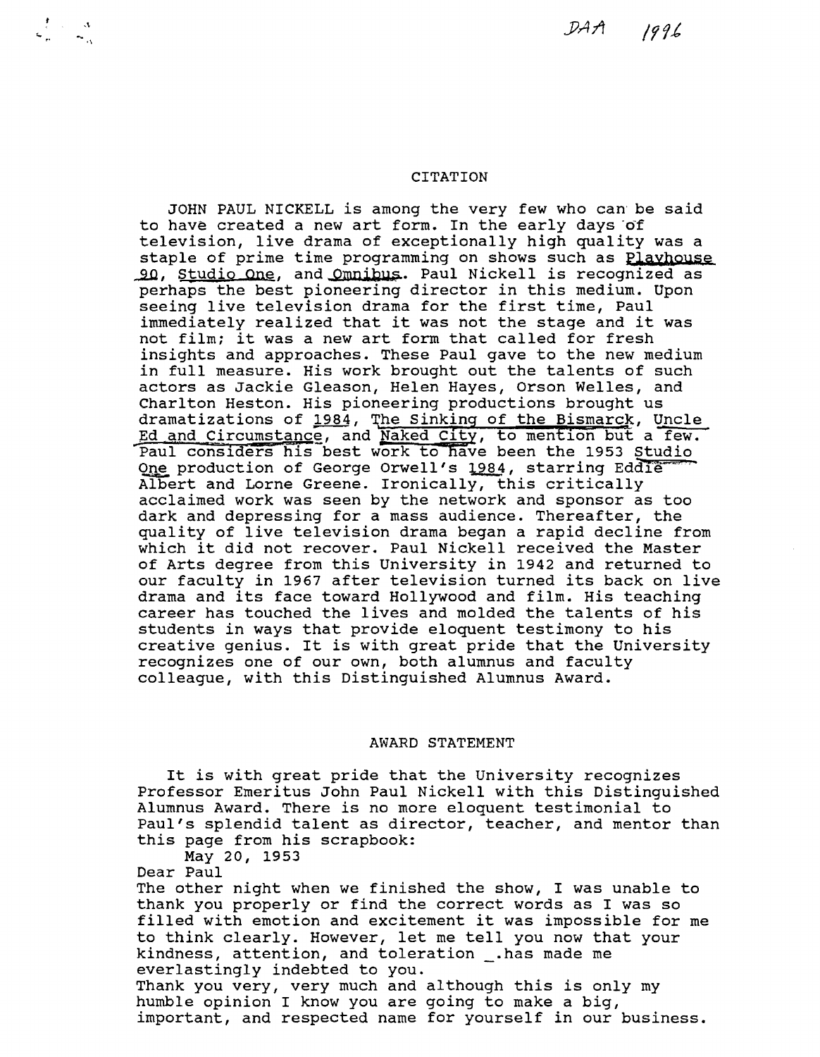DAA 1996

## CITATION

JOHN PAUL NICKELL is among the very few who can be said to have created a new art form. In the early days of television, live drama of exceptionally high quality was a staple of prime time programming on shows such as Playhouse 90, Studio One, and Omnibus. Paul Nickell is recognized as perhaps the best pioneering director in this medium. Upon seeing live television drama for the first time, Paul immediately realized that it was not the stage and it was not film; it was a new art form that called for fresh insights and approaches. These Paul gave to the new medium in full measure. His work brought out the talents of such actors as Jackie Gleason, Helen Hayes, Orson Welles, and Charlton Heston. His pioneering productions brought us dramatizations of 1984, The Sinking of the Bismarck, Uncle Ed and Circumstance, and Naked City, to mention but a few. Paul considers his best work to have been the 1953 Studio One production of George Orwell's 1984, starring Eddie Albert and Lorne Greene. Ironically, this critically acclaimed work was seen by the network and sponsor as too dark and depressing for a mass audience. Thereafter, the quality of live television drama began a rapid decline from which it did not recover. Paul Nickell received the Master of Arts degree from this University in 1942 and returned to our faculty in 1967 after television turned its back on live drama and its face toward Hollywood and film. His teaching career has touched the lives and molded the talents of his students in ways that provide eloquent testimony to his creative genius. It is with great pride that the University recognizes one of our own, both alumnus and faculty colleague, with this Distinguished Alumnus Award.

## AWARD STATEMENT

It is with great pride that the University recognizes Professor Emeritus John Paul Nickell with this Distinguished Alumnus Award. There is no more eloquent testimonial to Paul's splendid talent as director, teacher, and mentor than this page from his scrapbook:

May 20, 1953

Dear Paul

The other night when we finished the show, I was unable to thank you properly or find the correct words as I was so filled with emotion and excitement it was impossible for me to think clearly. However, let me tell you now that your kindness, attention, and toleration _.has made me everlastingly indebted to you.

Thank you very, very much and although this is only my humble opinion I know you are going to make a big, important, and respected name for yourself in our business.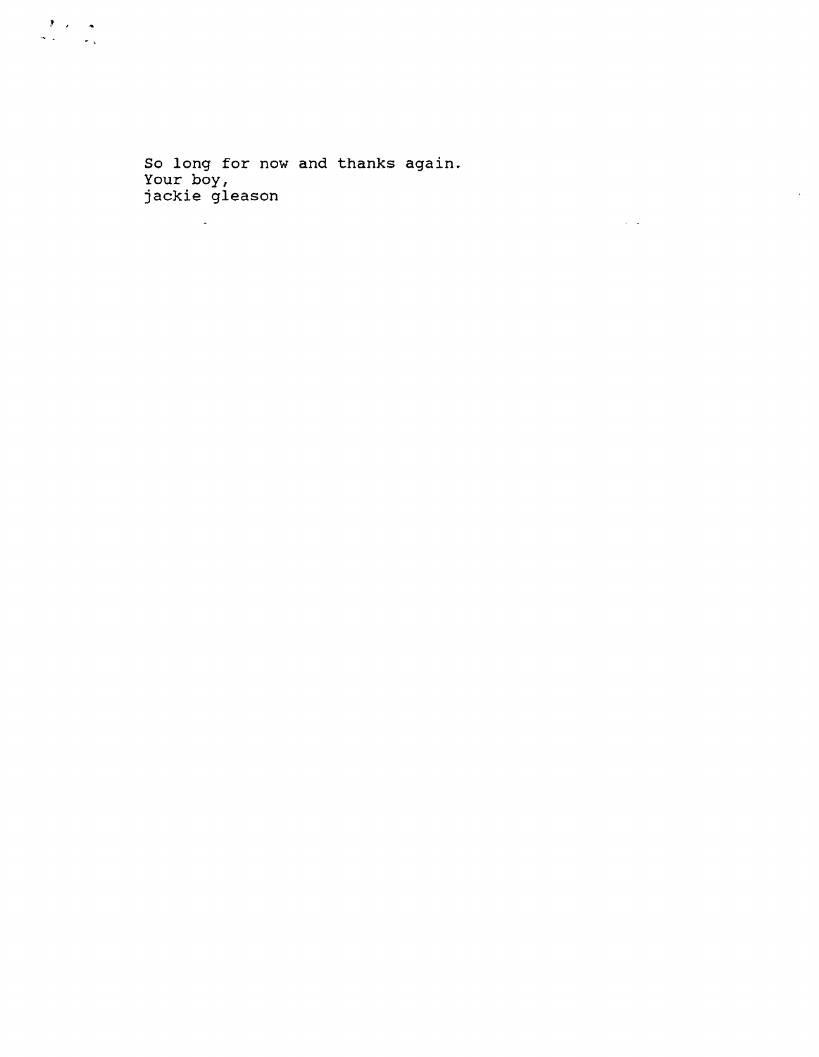So long for now and thanks again.
Your boy,
jackie gleason